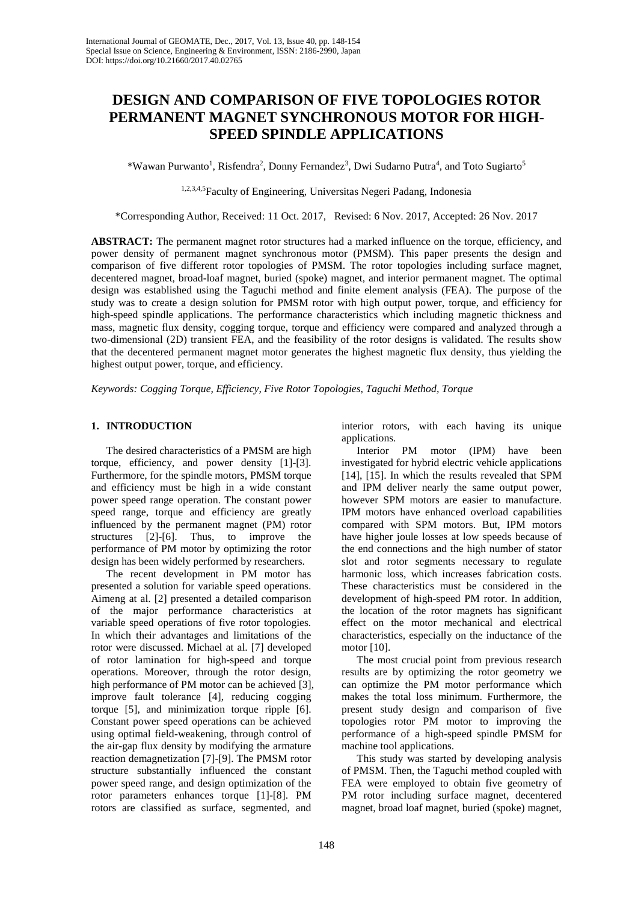# DESIGN AND COMPARISON OF FIVE TOPOLOGIES ROTOR PERMANENT MAGNET SYNCHRONOUS MOTOR FOR HIGH-SPEED SPINDLE APPLICATIONS

*Wawan Purwanto[1], Risfendra[2], Donny Fernandez[3], Dwi Sudarno Putra[4], and Toto Sugiarto[5]

[1,2,3,4,5]Faculty of Engineering, Universitas Negeri Padang, Indonesia

*Corresponding Author, Received: 11 Oct. 2017, Revised: 6 Nov. 2017, Accepted: 26 Nov. 2017

**ABSTRACT:** The permanent magnet rotor structures had a marked influence on the torque, efficiency, and power density of permanent magnet synchronous motor (PMSM). This paper presents the design and comparison of five different rotor topologies of PMSM. The rotor topologies including surface magnet, decentered magnet, broad-loaf magnet, buried (spoke) magnet, and interior permanent magnet. The optimal design was established using the Taguchi method and finite element analysis (FEA). The purpose of the study was to create a design solution for PMSM rotor with high output power, torque, and efficiency for high-speed spindle applications. The performance characteristics which including magnetic thickness and mass, magnetic flux density, cogging torque, torque and efficiency were compared and analyzed through a two-dimensional (2D) transient FEA, and the feasibility of the rotor designs is validated. The results show that the decentered permanent magnet motor generates the highest magnetic flux density, thus yielding the highest output power, torque, and efficiency.

*Keywords: Cogging Torque, Efficiency, Five Rotor Topologies, Taguchi Method, Torque*

## 1. INTRODUCTION

The desired characteristics of a PMSM are high torque, efficiency, and power density [1]-[3]. Furthermore, for the spindle motors, PMSM torque and efficiency must be high in a wide constant power speed range operation. The constant power speed range, torque and efficiency are greatly influenced by the permanent magnet (PM) rotor structures [2]-[6]. Thus, to improve the performance of PM motor by optimizing the rotor design has been widely performed by researchers.

The recent development in PM motor has presented a solution for variable speed operations. Aimeng at al. [2] presented a detailed comparison of the major performance characteristics at variable speed operations of five rotor topologies. In which their advantages and limitations of the rotor were discussed. Michael at al. [7] developed of rotor lamination for high-speed and torque operations. Moreover, through the rotor design, high performance of PM motor can be achieved [3], improve fault tolerance [4], reducing cogging torque [5], and minimization torque ripple [6]. Constant power speed operations can be achieved using optimal field-weakening, through control of the air-gap flux density by modifying the armature reaction demagnetization [7]-[9]. The PMSM rotor structure substantially influenced the constant power speed range, and design optimization of the rotor parameters enhances torque [1]-[8]. PM rotors are classified as surface, segmented, and interior rotors, with each having its unique applications.

Interior PM motor (IPM) have been investigated for hybrid electric vehicle applications [14], [15]. In which the results revealed that SPM and IPM deliver nearly the same output power, however SPM motors are easier to manufacture. IPM motors have enhanced overload capabilities compared with SPM motors. But, IPM motors have higher joule losses at low speeds because of the end connections and the high number of stator slot and rotor segments necessary to regulate harmonic loss, which increases fabrication costs. These characteristics must be considered in the development of high-speed PM rotor. In addition, the location of the rotor magnets has significant effect on the motor mechanical and electrical characteristics, especially on the inductance of the motor [10].

The most crucial point from previous research results are by optimizing the rotor geometry we can optimize the PM motor performance which makes the total loss minimum. Furthermore, the present study design and comparison of five topologies rotor PM motor to improving the performance of a high-speed spindle PMSM for machine tool applications.

This study was started by developing analysis of PMSM. Then, the Taguchi method coupled with FEA were employed to obtain five geometry of PM rotor including surface magnet, decentered magnet, broad loaf magnet, buried (spoke) magnet,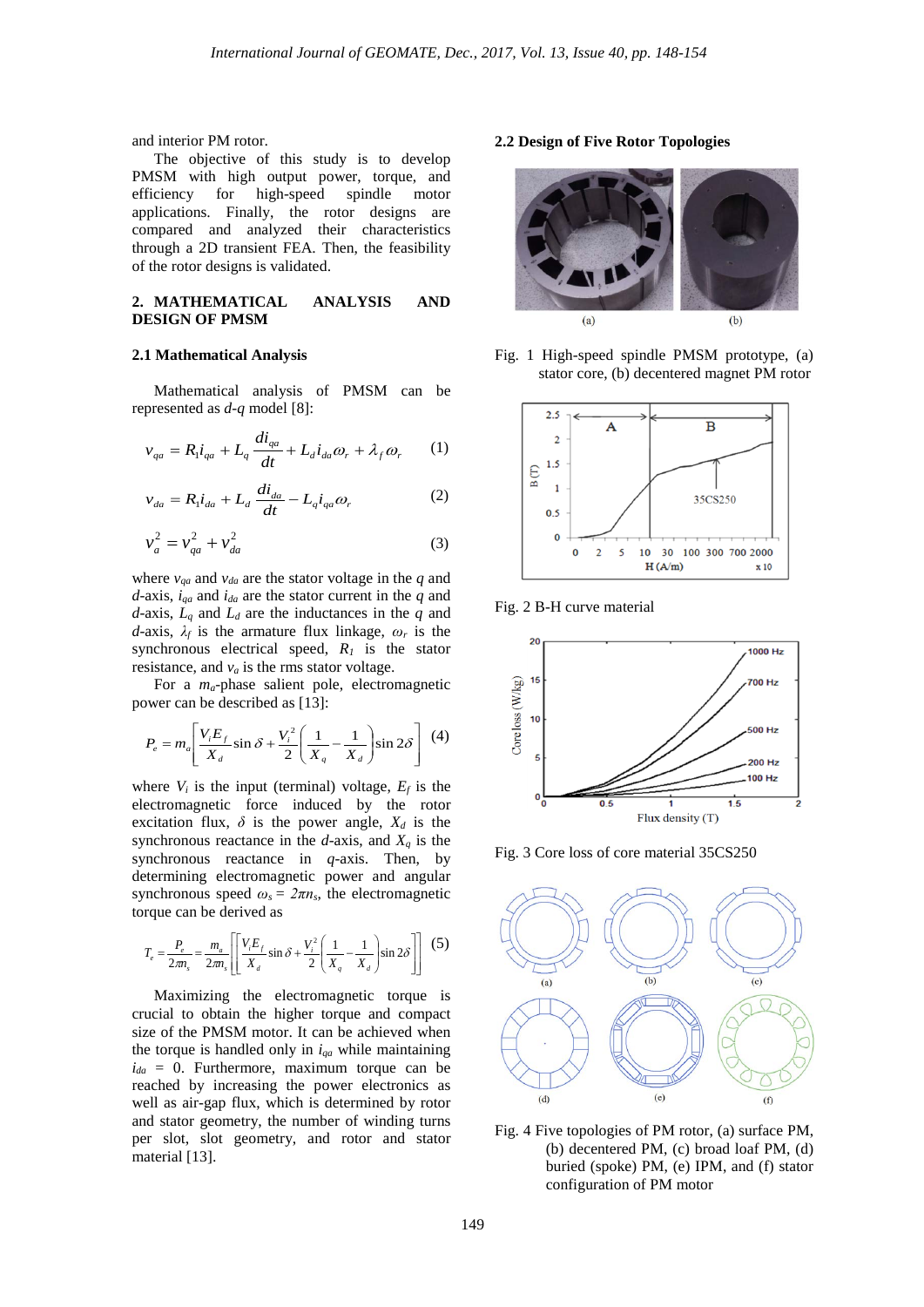and interior PM rotor.

The objective of this study is to develop PMSM with high output power, torque, and efficiency for high-speed spindle motor applications. Finally, the rotor designs are compared and analyzed their characteristics through a 2D transient FEA. Then, the feasibility of the rotor designs is validated.

## 2. MATHEMATICAL ANALYSIS AND DESIGN OF PMSM

### 2.1 Mathematical Analysis

Mathematical analysis of PMSM can be represented as *d-q* model [8]:

$$v_{qa} = R_1 i_{qa} + L_q \frac{di_{qa}}{dt} + L_d i_{da} \omega_r + \lambda_f \omega_r \quad (1)$$

$$v_{da} = R_1 i_{da} + L_d \frac{di_{da}}{dt} - L_q i_{qa} \omega_r \quad (2)$$

$$v_a^2 = v_{qa}^2 + v_{da}^2 \quad (3)$$

where $v_{qa}$ and $v_{da}$ are the stator voltage in the $q$ and $d$-axis, $i_{qa}$ and $i_{da}$ are the stator current in the $q$ and $d$-axis, $L_q$ and $L_d$ are the inductances in the $q$ and $d$-axis, $\lambda_f$ is the armature flux linkage, $\omega_r$ is the synchronous electrical speed, $R_1$ is the stator resistance, and $v_a$ is the rms stator voltage.

For a $m_a$-phase salient pole, electromagnetic power can be described as [13]:

$$P_e = m_a \left[ \frac{V_i E_f}{X_d} \sin \delta + \frac{V_i^2}{2} \left( \frac{1}{X_q} - \frac{1}{X_d} \right) \sin 2\delta \right] \quad (4)$$

where $V_i$ is the input (terminal) voltage, $E_f$ is the electromagnetic force induced by the rotor excitation flux, $\delta$ is the power angle, $X_d$ is the synchronous reactance in the $d$-axis, and $X_q$ is the synchronous reactance in $q$-axis. Then, by determining electromagnetic power and angular synchronous speed $\omega_s = 2\pi n_s$, the electromagnetic torque can be derived as

$$T_e = \frac{P_e}{2\pi n_s} = \frac{m_a}{2\pi n_s} \left[ \left[ \frac{V_i E_f}{X_d} \sin \delta + \frac{V_i^2}{2} \left( \frac{1}{X_q} - \frac{1}{X_d} \right) \sin 2\delta \right] \right] \quad (5)$$

Maximizing the electromagnetic torque is crucial to obtain the higher torque and compact size of the PMSM motor. It can be achieved when the torque is handled only in $i_{qa}$ while maintaining $i_{da} = 0$. Furthermore, maximum torque can be reached by increasing the power electronics as well as air-gap flux, which is determined by rotor and stator geometry, the number of winding turns per slot, slot geometry, and rotor and stator material [13].

### 2.2 Design of Five Rotor Topologies

Fig. 1 High-speed spindle PMSM prototype, (a) stator core, (b) decentered magnet PM rotor

Fig. 2 B-H curve material

Fig. 3 Core loss of core material 35CS250

Fig. 4 Five topologies of PM rotor, (a) surface PM, (b) decentered PM, (c) broad loaf PM, (d) buried (spoke) PM, (e) IPM, and (f) stator configuration of PM motor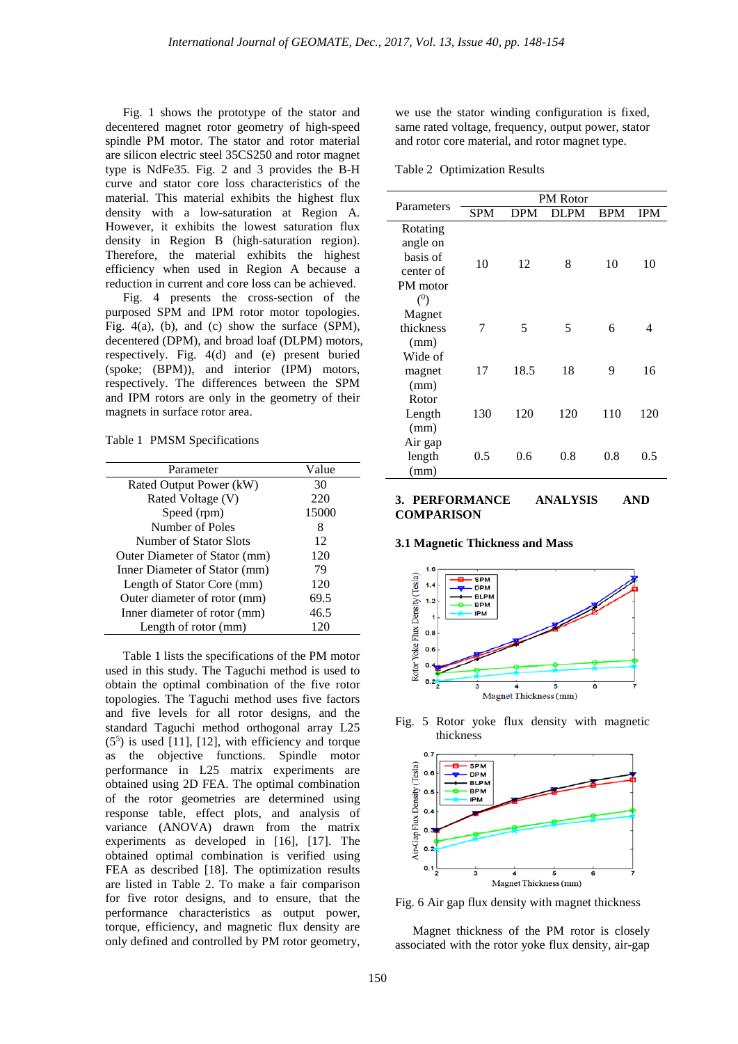Fig. 1 shows the prototype of the stator and decentered magnet rotor geometry of high-speed spindle PM motor. The stator and rotor material are silicon electric steel 35CS250 and rotor magnet type is NdFe35. Fig. 2 and 3 provides the B-H curve and stator core loss characteristics of the material. This material exhibits the highest flux density with a low-saturation at Region A. However, it exhibits the lowest saturation flux density in Region B (high-saturation region). Therefore, the material exhibits the highest efficiency when used in Region A because a reduction in current and core loss can be achieved.

Fig. 4 presents the cross-section of the purposed SPM and IPM rotor motor topologies. Fig. 4(a), (b), and (c) show the surface (SPM), decentered (DPM), and broad loaf (DLPM) motors, respectively. Fig. 4(d) and (e) present buried (spoke; (BPM)), and interior (IPM) motors, respectively. The differences between the SPM and IPM rotors are only in the geometry of their magnets in surface rotor area.

Table 1 PMSM Specifications

| Parameter | Value |
|---|---|
| Rated Output Power (kW) | 30 |
| Rated Voltage (V) | 220 |
| Speed (rpm) | 15000 |
| Number of Poles | 8 |
| Number of Stator Slots | 12 |
| Outer Diameter of Stator (mm) | 120 |
| Inner Diameter of Stator (mm) | 79 |
| Length of Stator Core (mm) | 120 |
| Outer diameter of rotor (mm) | 69.5 |
| Inner diameter of rotor (mm) | 46.5 |
| Length of rotor (mm) | 120 |

Table 1 lists the specifications of the PM motor used in this study. The Taguchi method is used to obtain the optimal combination of the five rotor topologies. The Taguchi method uses five factors and five levels for all rotor designs, and the standard Taguchi method orthogonal array L25 ($5^5$) is used [11], [12], with efficiency and torque as the objective functions. Spindle motor performance in L25 matrix experiments are obtained using 2D FEA. The optimal combination of the rotor geometries are determined using response table, effect plots, and analysis of variance (ANOVA) drawn from the matrix experiments as developed in [16], [17]. The obtained optimal combination is verified using FEA as described [18]. The optimization results are listed in Table 2. To make a fair comparison for five rotor designs, and to ensure, that the performance characteristics as output power, torque, efficiency, and magnetic flux density are only defined and controlled by PM rotor geometry, we use the stator winding configuration is fixed, same rated voltage, frequency, output power, stator and rotor core material, and rotor magnet type.

Table 2 Optimization Results

| Parameters | PM Rotor | | | | |
|---|---|---|---|---|---|
| | SPM | DPM | DLPM | BPM | IPM |
| Rotating angle on basis of center of PM motor ($^0$) | 10 | 12 | 8 | 10 | 10 |
| Magnet thickness (mm) | 7 | 5 | 5 | 6 | 4 |
| Wide of magnet (mm) | 17 | 18.5 | 18 | 9 | 16 |
| Rotor Length (mm) | 130 | 120 | 120 | 110 | 120 |
| Air gap length (mm) | 0.5 | 0.6 | 0.8 | 0.8 | 0.5 |

## 3. PERFORMANCE ANALYSIS AND COMPARISON

### 3.1 Magnetic Thickness and Mass

Fig. 5 Rotor yoke flux density with magnetic thickness

Fig. 6 Air gap flux density with magnet thickness

Magnet thickness of the PM rotor is closely associated with the rotor yoke flux density, air-gap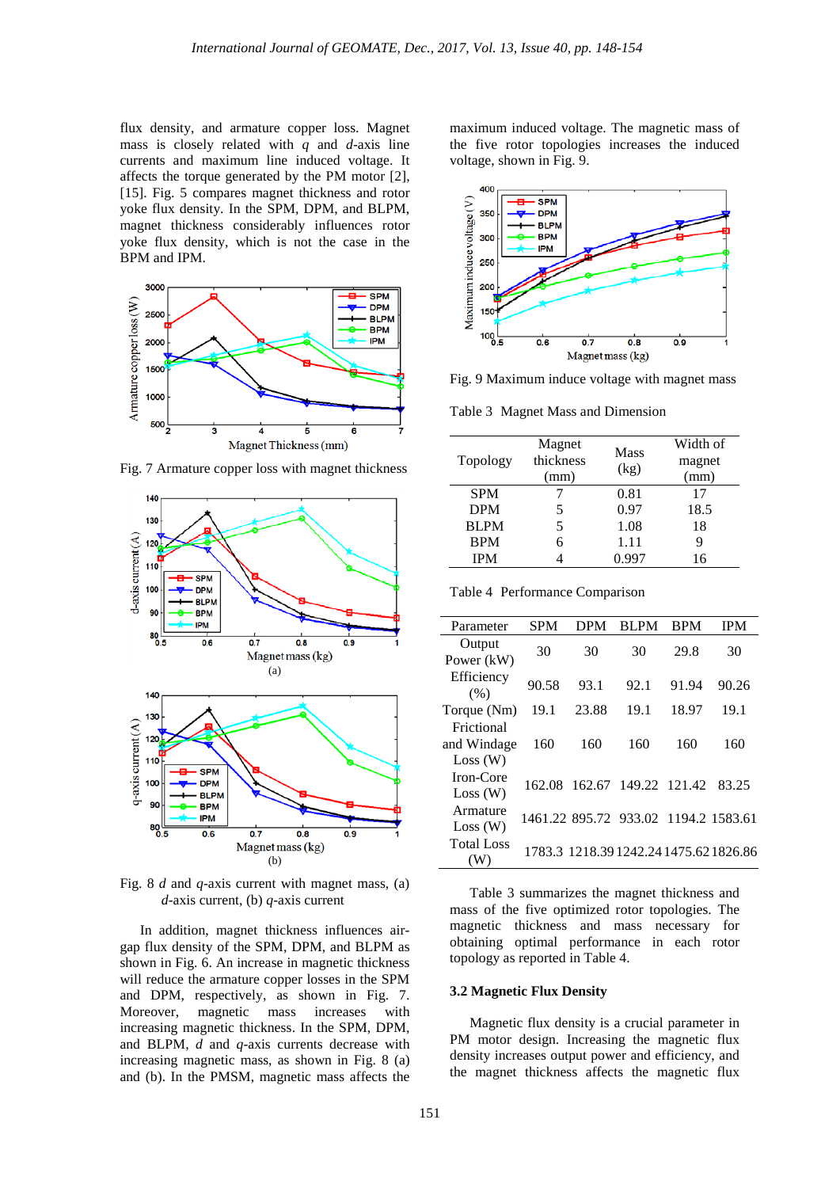flux density, and armature copper loss. Magnet mass is closely related with $q$ and $d$-axis line currents and maximum line induced voltage. It affects the torque generated by the PM motor [2], [15]. Fig. 5 compares magnet thickness and rotor yoke flux density. In the SPM, DPM, and BLPM, magnet thickness considerably influences rotor yoke flux density, which is not the case in the BPM and IPM.

Fig. 7 Armature copper loss with magnet thickness

Fig. 8 $d$ and $q$-axis current with magnet mass, (a) $d$-axis current, (b) $q$-axis current

In addition, magnet thickness influences air-gap flux density of the SPM, DPM, and BLPM as shown in Fig. 6. An increase in magnetic thickness will reduce the armature copper losses in the SPM and DPM, respectively, as shown in Fig. 7. Moreover, magnetic mass increases with increasing magnetic thickness. In the SPM, DPM, and BLPM, $d$ and $q$-axis currents decrease with increasing magnetic mass, as shown in Fig. 8 (a) and (b). In the PMSM, magnetic mass affects the maximum induced voltage. The magnetic mass of the five rotor topologies increases the induced voltage, shown in Fig. 9.

Fig. 9 Maximum induce voltage with magnet mass

Table 3 Magnet Mass and Dimension

| Topology | Magnet thickness (mm) | Mass (kg) | Width of magnet (mm) |
|---|---|---|---|
| SPM | 7 | 0.81 | 17 |
| DPM | 5 | 0.97 | 18.5 |
| BLPM | 5 | 1.08 | 18 |
| BPM | 6 | 1.11 | 9 |
| IPM | 4 | 0.997 | 16 |

Table 4 Performance Comparison

| Parameter | SPM | DPM | BLPM | BPM | IPM |
|---|---|---|---|---|---|
| Output Power (kW) | 30 | 30 | 30 | 29.8 | 30 |
| Efficiency (%) | 90.58 | 93.1 | 92.1 | 91.94 | 90.26 |
| Torque (Nm) | 19.1 | 23.88 | 19.1 | 18.97 | 19.1 |
| Frictional and Windage Loss (W) | 160 | 160 | 160 | 160 | 160 |
| Iron-Core Loss (W) | 162.08 | 162.67 | 149.22 | 121.42 | 83.25 |
| Armature Loss (W) | 1461.22 | 895.72 | 933.02 | 1194.2 | 1583.61 |
| Total Loss (W) | 1783.3 | 1218.39 | 1242.24 | 1475.62 | 1826.86 |

Table 3 summarizes the magnet thickness and mass of the five optimized rotor topologies. The magnetic thickness and mass necessary for obtaining optimal performance in each rotor topology as reported in Table 4.

### 3.2 Magnetic Flux Density

Magnetic flux density is a crucial parameter in PM motor design. Increasing the magnetic flux density increases output power and efficiency, and the magnet thickness affects the magnetic flux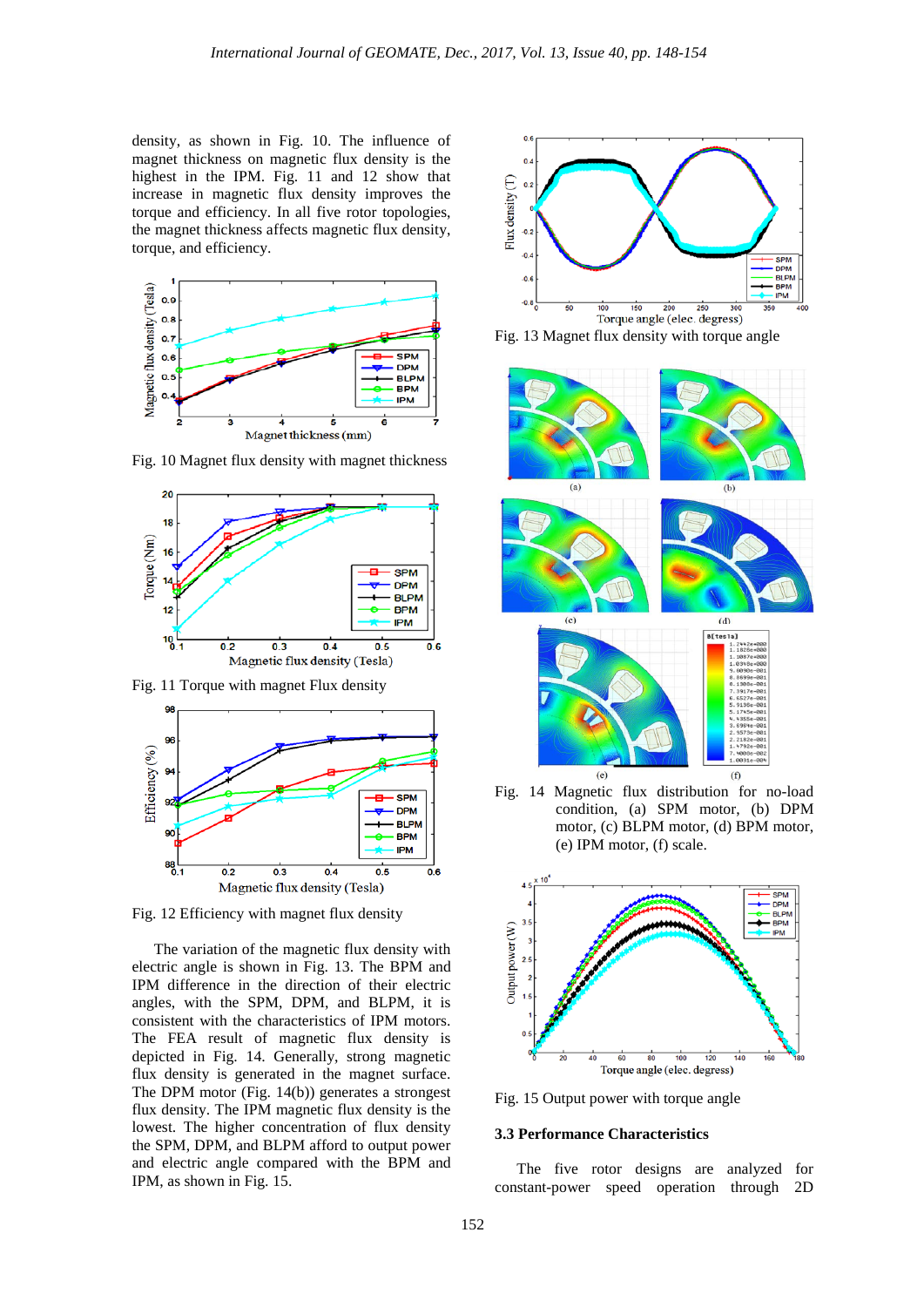density, as shown in Fig. 10. The influence of magnet thickness on magnetic flux density is the highest in the IPM. Fig. 11 and 12 show that increase in magnetic flux density improves the torque and efficiency. In all five rotor topologies, the magnet thickness affects magnetic flux density, torque, and efficiency.

Fig. 10 Magnet flux density with magnet thickness

Fig. 11 Torque with magnet Flux density

Fig. 12 Efficiency with magnet flux density

The variation of the magnetic flux density with electric angle is shown in Fig. 13. The BPM and IPM difference in the direction of their electric angles, with the SPM, DPM, and BLPM, it is consistent with the characteristics of IPM motors. The FEA result of magnetic flux density is depicted in Fig. 14. Generally, strong magnetic flux density is generated in the magnet surface. The DPM motor (Fig. 14(b)) generates a strongest flux density. The IPM magnetic flux density is the lowest. The higher concentration of flux density the SPM, DPM, and BLPM afford to output power and electric angle compared with the BPM and IPM, as shown in Fig. 15.

Fig. 13 Magnet flux density with torque angle

Fig. 14 Magnetic flux distribution for no-load condition, (a) SPM motor, (b) DPM motor, (c) BLPM motor, (d) BPM motor, (e) IPM motor, (f) scale.

Fig. 15 Output power with torque angle

### 3.3 Performance Characteristics

The five rotor designs are analyzed for constant-power speed operation through 2D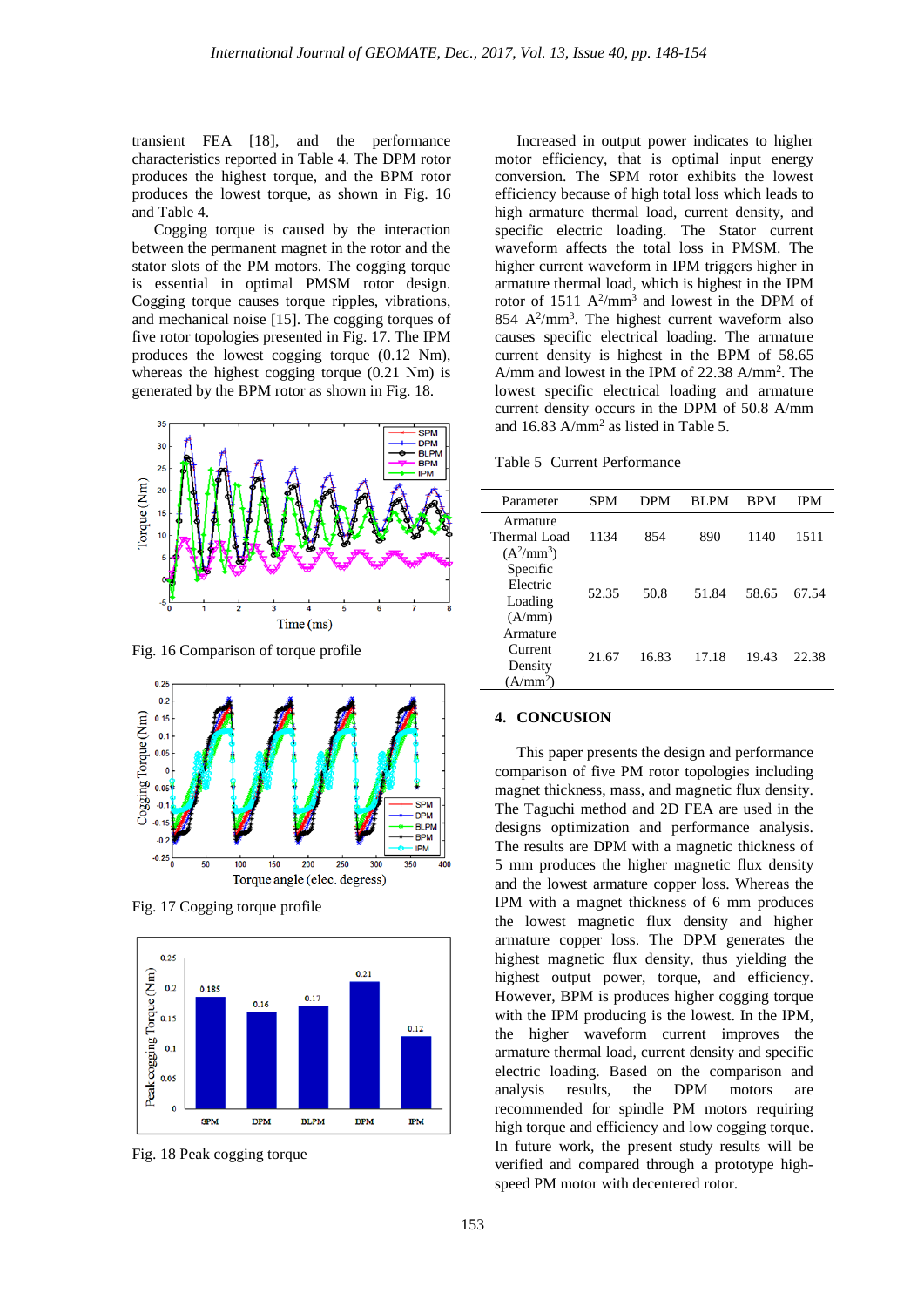transient FEA [18], and the performance characteristics reported in Table 4. The DPM rotor produces the highest torque, and the BPM rotor produces the lowest torque, as shown in Fig. 16 and Table 4.

Cogging torque is caused by the interaction between the permanent magnet in the rotor and the stator slots of the PM motors. The cogging torque is essential in optimal PMSM rotor design. Cogging torque causes torque ripples, vibrations, and mechanical noise [15]. The cogging torques of five rotor topologies presented in Fig. 17. The IPM produces the lowest cogging torque (0.12 Nm), whereas the highest cogging torque (0.21 Nm) is generated by the BPM rotor as shown in Fig. 18.

Fig. 16 Comparison of torque profile

Fig. 17 Cogging torque profile

Fig. 18 Peak cogging torque

Increased in output power indicates to higher motor efficiency, that is optimal input energy conversion. The SPM rotor exhibits the lowest efficiency because of high total loss which leads to high armature thermal load, current density, and specific electric loading. The Stator current waveform affects the total loss in PMSM. The higher current waveform in IPM triggers higher in armature thermal load, which is highest in the IPM rotor of 1511 $A^2/mm^3$ and lowest in the DPM of 854 $A^2/mm^3$. The highest current waveform also causes specific electrical loading. The armature current density is highest in the BPM of 58.65 A/mm and lowest in the IPM of 22.38 $A/mm^2$. The lowest specific electrical loading and armature current density occurs in the DPM of 50.8 A/mm and 16.83 $A/mm^2$ as listed in Table 5.

Table 5 Current Performance

| Parameter | SPM | DPM | BLPM | BPM | IPM |
|---|---|---|---|---|---|
| Armature Thermal Load ($A^2/mm^3$) | 1134 | 854 | 890 | 1140 | 1511 |
| Specific Electric Loading (A/mm) | 52.35 | 50.8 | 51.84 | 58.65 | 67.54 |
| Armature Current Density ($A/mm^2$) | 21.67 | 16.83 | 17.18 | 19.43 | 22.38 |

## 4. CONCUSION

This paper presents the design and performance comparison of five PM rotor topologies including magnet thickness, mass, and magnetic flux density. The Taguchi method and 2D FEA are used in the designs optimization and performance analysis. The results are DPM with a magnetic thickness of 5 mm produces the higher magnetic flux density and the lowest armature copper loss. Whereas the IPM with a magnet thickness of 6 mm produces the lowest magnetic flux density and higher armature copper loss. The DPM generates the highest magnetic flux density, thus yielding the highest output power, torque, and efficiency. However, BPM is produces higher cogging torque with the IPM producing is the lowest. In the IPM, the higher waveform current improves the armature thermal load, current density and specific electric loading. Based on the comparison and analysis results, the DPM motors are recommended for spindle PM motors requiring high torque and efficiency and low cogging torque. In future work, the present study results will be verified and compared through a prototype high-speed PM motor with decentered rotor.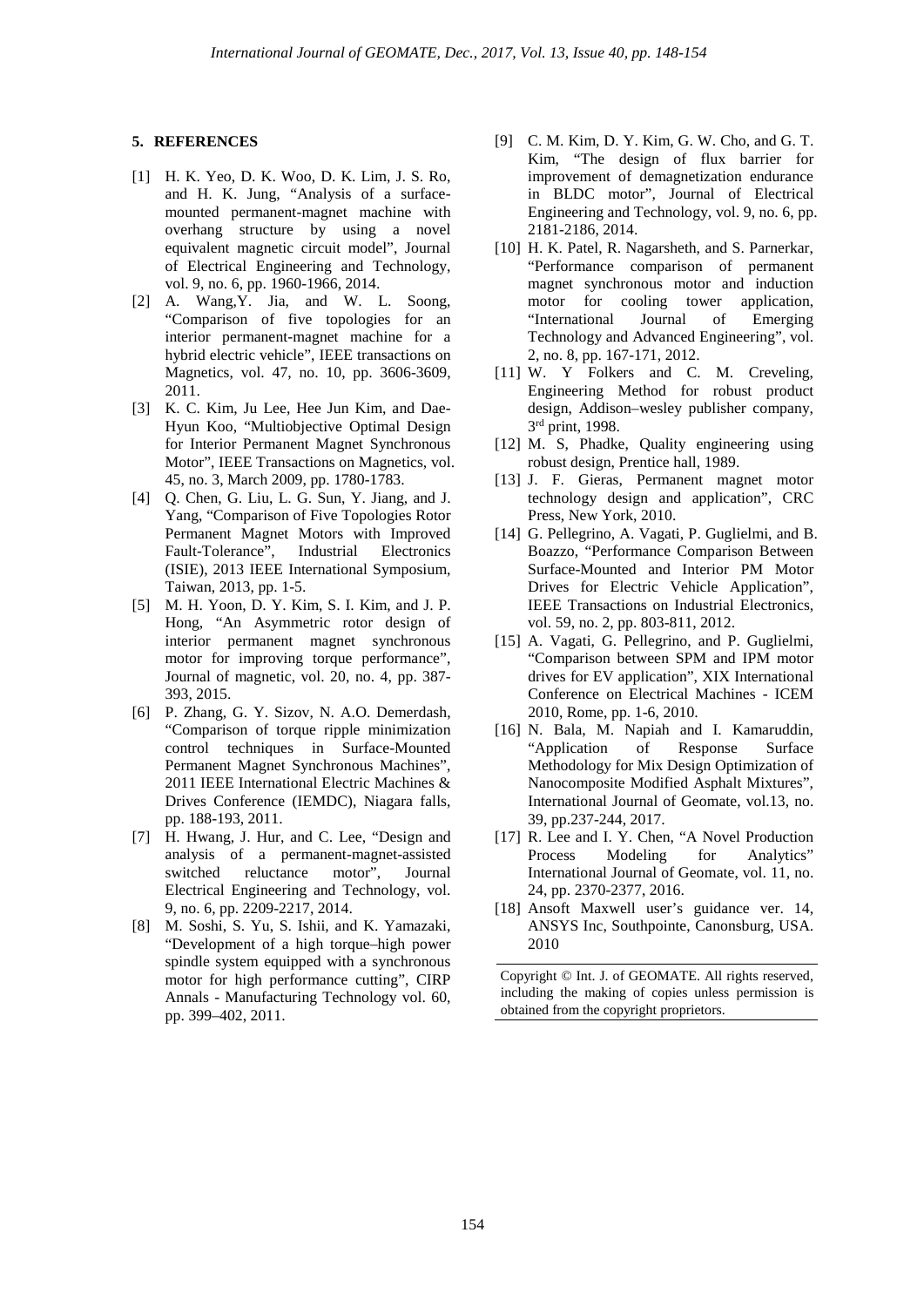## 5. REFERENCES

[1] H. K. Yeo, D. K. Woo, D. K. Lim, J. S. Ro, and H. K. Jung, "Analysis of a surface-mounted permanent-magnet machine with overhang structure by using a novel equivalent magnetic circuit model", Journal of Electrical Engineering and Technology, vol. 9, no. 6, pp. 1960-1966, 2014.

[2] A. Wang,Y. Jia, and W. L. Soong, "Comparison of five topologies for an interior permanent-magnet machine for a hybrid electric vehicle", IEEE transactions on Magnetics, vol. 47, no. 10, pp. 3606-3609, 2011.

[3] K. C. Kim, Ju Lee, Hee Jun Kim, and Dae-Hyun Koo, "Multiobjective Optimal Design for Interior Permanent Magnet Synchronous Motor", IEEE Transactions on Magnetics, vol. 45, no. 3, March 2009, pp. 1780-1783.

[4] Q. Chen, G. Liu, L. G. Sun, Y. Jiang, and J. Yang, "Comparison of Five Topologies Rotor Permanent Magnet Motors with Improved Fault-Tolerance", Industrial Electronics (ISIE), 2013 IEEE International Symposium, Taiwan, 2013, pp. 1-5.

[5] M. H. Yoon, D. Y. Kim, S. I. Kim, and J. P. Hong, "An Asymmetric rotor design of interior permanent magnet synchronous motor for improving torque performance", Journal of magnetic, vol. 20, no. 4, pp. 387-393, 2015.

[6] P. Zhang, G. Y. Sizov, N. A.O. Demerdash, "Comparison of torque ripple minimization control techniques in Surface-Mounted Permanent Magnet Synchronous Machines", 2011 IEEE International Electric Machines & Drives Conference (IEMDC), Niagara falls, pp. 188-193, 2011.

[7] H. Hwang, J. Hur, and C. Lee, "Design and analysis of a permanent-magnet-assisted switched reluctance motor", Journal Electrical Engineering and Technology, vol. 9, no. 6, pp. 2209-2217, 2014.

[8] M. Soshi, S. Yu, S. Ishii, and K. Yamazaki, "Development of a high torque–high power spindle system equipped with a synchronous motor for high performance cutting", CIRP Annals - Manufacturing Technology vol. 60, pp. 399–402, 2011.

[9] C. M. Kim, D. Y. Kim, G. W. Cho, and G. T. Kim, "The design of flux barrier for improvement of demagnetization endurance in BLDC motor", Journal of Electrical Engineering and Technology, vol. 9, no. 6, pp. 2181-2186, 2014.

[10] H. K. Patel, R. Nagarsheth, and S. Parnerkar, "Performance comparison of permanent magnet synchronous motor and induction motor for cooling tower application, "International Journal of Emerging Technology and Advanced Engineering", vol. 2, no. 8, pp. 167-171, 2012.

[11] W. Y Folkers and C. M. Creveling, Engineering Method for robust product design, Addison–wesley publisher company, 3rd print, 1998.

[12] M. S, Phadke, Quality engineering using robust design, Prentice hall, 1989.

[13] J. F. Gieras, Permanent magnet motor technology design and application", CRC Press, New York, 2010.

[14] G. Pellegrino, A. Vagati, P. Guglielmi, and B. Boazzo, "Performance Comparison Between Surface-Mounted and Interior PM Motor Drives for Electric Vehicle Application", IEEE Transactions on Industrial Electronics, vol. 59, no. 2, pp. 803-811, 2012.

[15] A. Vagati, G. Pellegrino, and P. Guglielmi, "Comparison between SPM and IPM motor drives for EV application", XIX International Conference on Electrical Machines - ICEM 2010, Rome, pp. 1-6, 2010.

[16] N. Bala, M. Napiah and I. Kamaruddin, "Application of Response Surface Methodology for Mix Design Optimization of Nanocomposite Modified Asphalt Mixtures", International Journal of Geomate, vol.13, no. 39, pp.237-244, 2017.

[17] R. Lee and I. Y. Chen, "A Novel Production Process Modeling for Analytics" International Journal of Geomate, vol. 11, no. 24, pp. 2370-2377, 2016.

[18] Ansoft Maxwell user's guidance ver. 14, ANSYS Inc, Southpointe, Canonsburg, USA. 2010

Copyright © Int. J. of GEOMATE. All rights reserved, including the making of copies unless permission is obtained from the copyright proprietors.